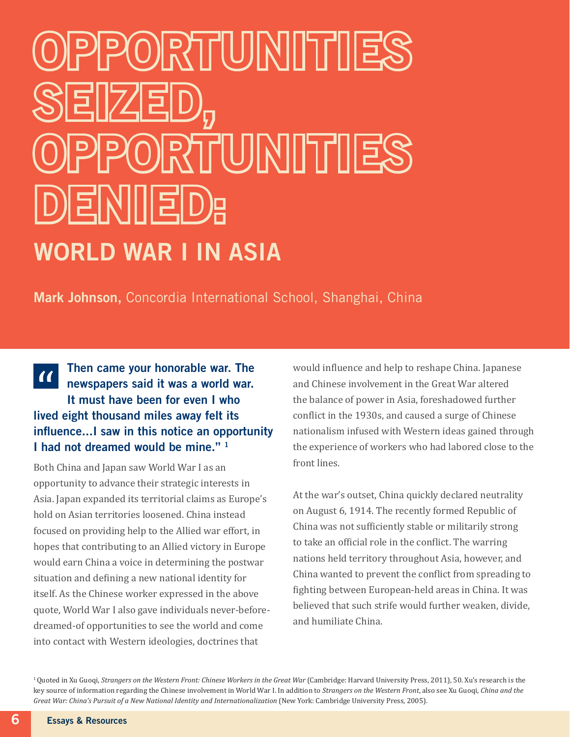# OPPORTUNITIES SEIZED, OPPORTUNITIES DENIED:

## WORLD WAR I IN ASIA

**Mark Johnson,** Concordia International School, Shanghai, China

> **"Then came your honorable war. The newspapers said it was a world war. It must have been for even I who lived eight thousand miles away felt its influence…I saw in this notice an opportunity I had not dreamed would be mine."** [1]

Both China and Japan saw World War I as an opportunity to advance their strategic interests in Asia. Japan expanded its territorial claims as Europe's hold on Asian territories loosened. China instead focused on providing help to the Allied war effort, in hopes that contributing to an Allied victory in Europe would earn China a voice in determining the postwar situation and defining a new national identity for itself. As the Chinese worker expressed in the above quote, World War I also gave individuals never-before-dreamed-of opportunities to see the world and come into contact with Western ideologies, doctrines that would influence and help to reshape China. Japanese and Chinese involvement in the Great War altered the balance of power in Asia, foreshadowed further conflict in the 1930s, and caused a surge of Chinese nationalism infused with Western ideas gained through the experience of workers who had labored close to the front lines.

At the war's outset, China quickly declared neutrality on August 6, 1914. The recently formed Republic of China was not sufficiently stable or militarily strong to take an official role in the conflict. The warring nations held territory throughout Asia, however, and China wanted to prevent the conflict from spreading to fighting between European-held areas in China. It was believed that such strife would further weaken, divide, and humiliate China.

[1] Quoted in Xu Guoqi, *Strangers on the Western Front: Chinese Workers in the Great War* (Cambridge: Harvard University Press, 2011), 50. Xu's research is the key source of information regarding the Chinese involvement in World War I. In addition to *Strangers on the Western Front*, also see Xu Guoqi, *China and the Great War: China's Pursuit of a New National Identity and Internationalization* (New York: Cambridge University Press, 2005).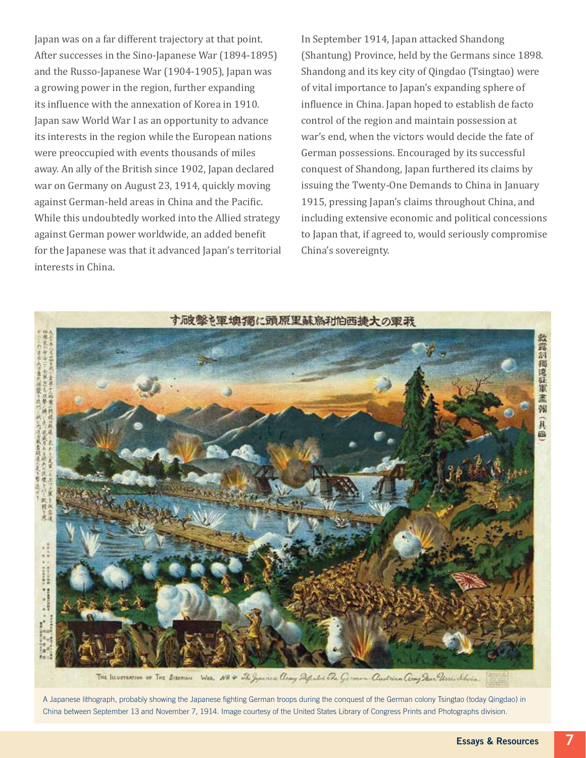Japan was on a far different trajectory at that point. After successes in the Sino-Japanese War (1894-1895) and the Russo-Japanese War (1904-1905), Japan was a growing power in the region, further expanding its influence with the annexation of Korea in 1910. Japan saw World War I as an opportunity to advance its interests in the region while the European nations were preoccupied with events thousands of miles away. An ally of the British since 1902, Japan declared war on Germany on August 23, 1914, quickly moving against German-held areas in China and the Pacific. While this undoubtedly worked into the Allied strategy against German power worldwide, an added benefit for the Japanese was that it advanced Japan's territorial interests in China.

In September 1914, Japan attacked Shandong (Shantung) Province, held by the Germans since 1898. Shandong and its key city of Qingdao (Tsingtao) were of vital importance to Japan's expanding sphere of influence in China. Japan hoped to establish de facto control of the region and maintain possession at war's end, when the victors would decide the fate of German possessions. Encouraged by its successful conquest of Shandong, Japan furthered its claims by issuing the Twenty-One Demands to China in January 1915, pressing Japan's claims throughout China, and including extensive economic and political concessions to Japan that, if agreed to, would seriously compromise China's sovereignty.

A Japanese lithograph, probably showing the Japanese fighting German troops during the conquest of the German colony Tsingtao (today Qingdao) in China between September 13 and November 7, 1914. Image courtesy of the United States Library of Congress Prints and Photographs division.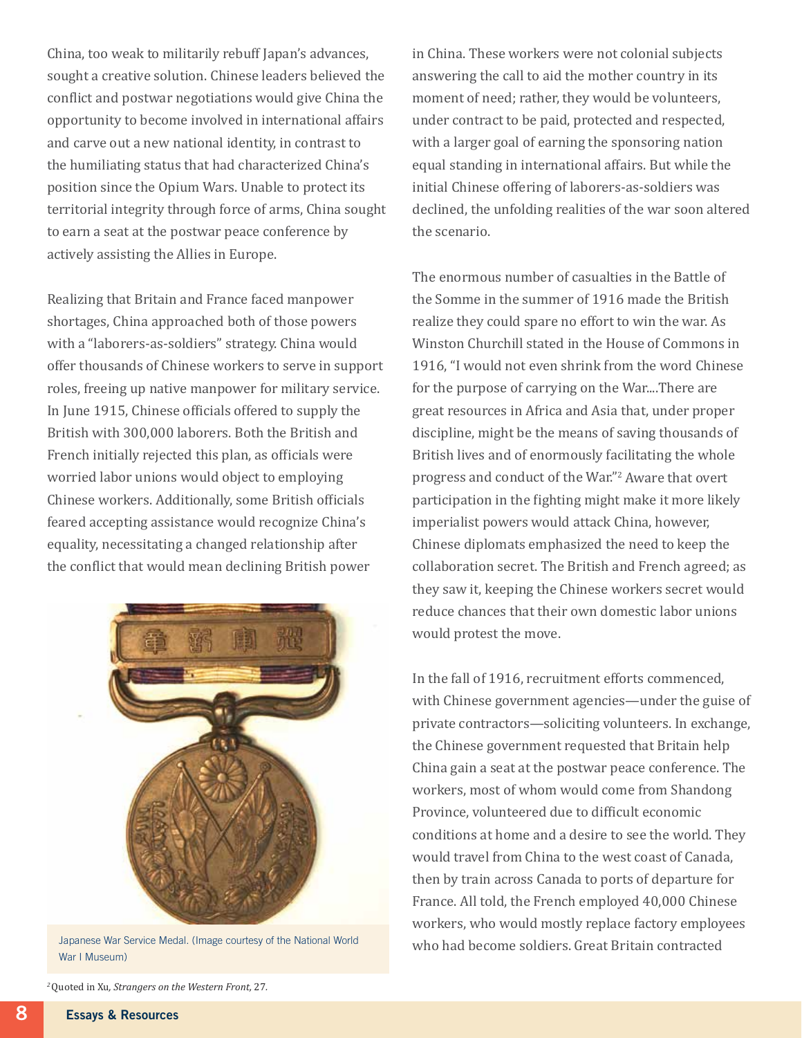China, too weak to militarily rebuff Japan's advances, sought a creative solution. Chinese leaders believed the conflict and postwar negotiations would give China the opportunity to become involved in international affairs and carve out a new national identity, in contrast to the humiliating status that had characterized China's position since the Opium Wars. Unable to protect its territorial integrity through force of arms, China sought to earn a seat at the postwar peace conference by actively assisting the Allies in Europe.

Realizing that Britain and France faced manpower shortages, China approached both of those powers with a "laborers-as-soldiers" strategy. China would offer thousands of Chinese workers to serve in support roles, freeing up native manpower for military service. In June 1915, Chinese officials offered to supply the British with 300,000 laborers. Both the British and French initially rejected this plan, as officials were worried labor unions would object to employing Chinese workers. Additionally, some British officials feared accepting assistance would recognize China's equality, necessitating a changed relationship after the conflict that would mean declining British power in China. These workers were not colonial subjects answering the call to aid the mother country in its moment of need; rather, they would be volunteers, under contract to be paid, protected and respected, with a larger goal of earning the sponsoring nation equal standing in international affairs. But while the initial Chinese offering of laborers-as-soldiers was declined, the unfolding realities of the war soon altered the scenario.

Japanese War Service Medal. (Image courtesy of the National World War I Museum)

The enormous number of casualties in the Battle of the Somme in the summer of 1916 made the British realize they could spare no effort to win the war. As Winston Churchill stated in the House of Commons in 1916, "I would not even shrink from the word Chinese for the purpose of carrying on the War....There are great resources in Africa and Asia that, under proper discipline, might be the means of saving thousands of British lives and of enormously facilitating the whole progress and conduct of the War."[2] Aware that overt participation in the fighting might make it more likely imperialist powers would attack China, however, Chinese diplomats emphasized the need to keep the collaboration secret. The British and French agreed; as they saw it, keeping the Chinese workers secret would reduce chances that their own domestic labor unions would protest the move.

In the fall of 1916, recruitment efforts commenced, with Chinese government agencies—under the guise of private contractors—soliciting volunteers. In exchange, the Chinese government requested that Britain help China gain a seat at the postwar peace conference. The workers, most of whom would come from Shandong Province, volunteered due to difficult economic conditions at home and a desire to see the world. They would travel from China to the west coast of Canada, then by train across Canada to ports of departure for France. All told, the French employed 40,000 Chinese workers, who would mostly replace factory employees who had become soldiers. Great Britain contracted

[2] Quoted in Xu, *Strangers on the Western Front*, 27.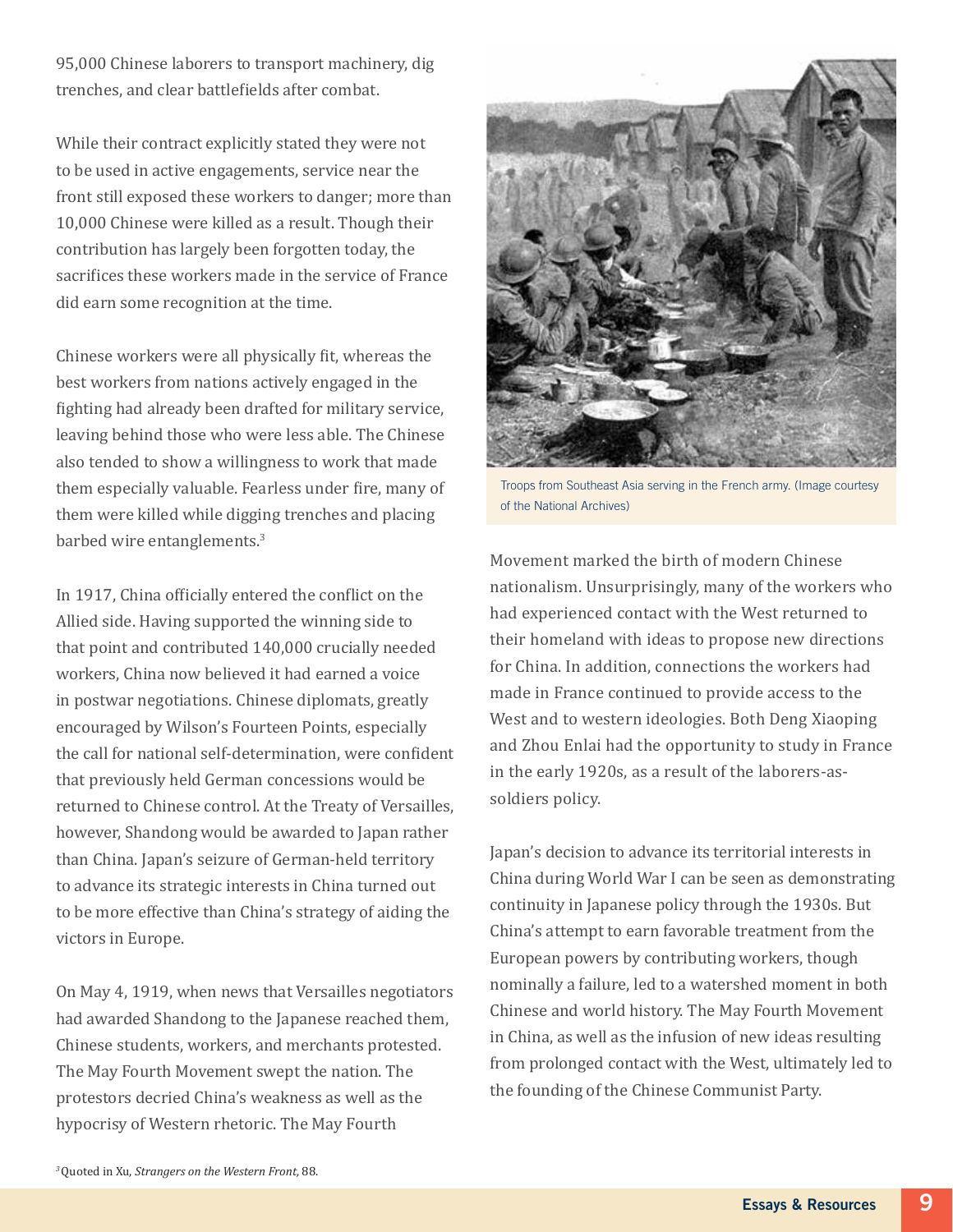95,000 Chinese laborers to transport machinery, dig trenches, and clear battlefields after combat.

While their contract explicitly stated they were not to be used in active engagements, service near the front still exposed these workers to danger; more than 10,000 Chinese were killed as a result. Though their contribution has largely been forgotten today, the sacrifices these workers made in the service of France did earn some recognition at the time.

Chinese workers were all physically fit, whereas the best workers from nations actively engaged in the fighting had already been drafted for military service, leaving behind those who were less able. The Chinese also tended to show a willingness to work that made them especially valuable. Fearless under fire, many of them were killed while digging trenches and placing barbed wire entanglements.[3]

In 1917, China officially entered the conflict on the Allied side. Having supported the winning side to that point and contributed 140,000 crucially needed workers, China now believed it had earned a voice in postwar negotiations. Chinese diplomats, greatly encouraged by Wilson's Fourteen Points, especially the call for national self-determination, were confident that previously held German concessions would be returned to Chinese control. At the Treaty of Versailles, however, Shandong would be awarded to Japan rather than China. Japan's seizure of German-held territory to advance its strategic interests in China turned out to be more effective than China's strategy of aiding the victors in Europe.

On May 4, 1919, when news that Versailles negotiators had awarded Shandong to the Japanese reached them, Chinese students, workers, and merchants protested. The May Fourth Movement swept the nation. The protestors decried China's weakness as well as the hypocrisy of Western rhetoric. The May Fourth Movement marked the birth of modern Chinese nationalism. Unsurprisingly, many of the workers who had experienced contact with the West returned to their homeland with ideas to propose new directions for China. In addition, connections the workers had made in France continued to provide access to the West and to western ideologies. Both Deng Xiaoping and Zhou Enlai had the opportunity to study in France in the early 1920s, as a result of the laborers-as-soldiers policy.

Troops from Southeast Asia serving in the French army. (Image courtesy of the National Archives)

Japan's decision to advance its territorial interests in China during World War I can be seen as demonstrating continuity in Japanese policy through the 1930s. But China's attempt to earn favorable treatment from the European powers by contributing workers, though nominally a failure, led to a watershed moment in both Chinese and world history. The May Fourth Movement in China, as well as the infusion of new ideas resulting from prolonged contact with the West, ultimately led to the founding of the Chinese Communist Party.

[3] Quoted in Xu, *Strangers on the Western Front,* 88.